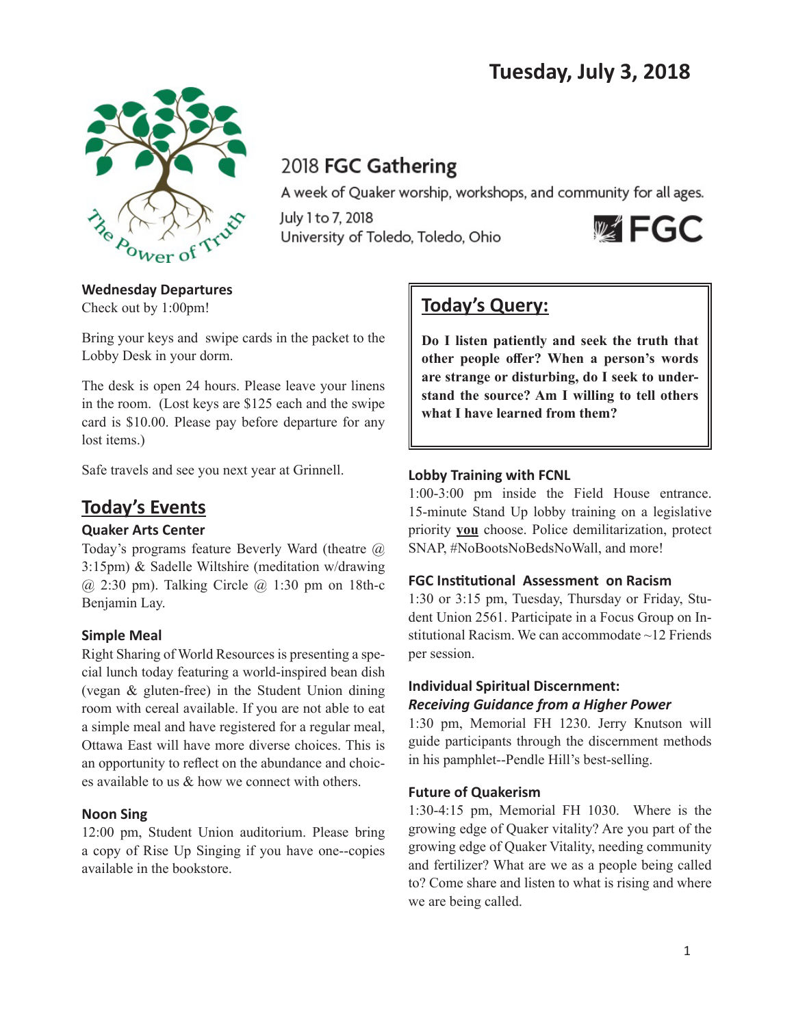# Tuesday, July 3, 2018

The Power of Truth

## 2018 **FGC Gathering**

A week of Quaker worship, workshops, and community for all ages.

July 1 to 7, 2018
University of Toledo, Toledo, Ohio

FGC

### Wednesday Departures

Check out by 1:00pm!

Bring your keys and swipe cards in the packet to the Lobby Desk in your dorm.

The desk is open 24 hours. Please leave your linens in the room. (Lost keys are $125 each and the swipe card is $10.00. Please pay before departure for any lost items.)

Safe travels and see you next year at Grinnell.

## Today's Events

### Quaker Arts Center

Today's programs feature Beverly Ward (theatre @ 3:15pm) & Sadelle Wiltshire (meditation w/drawing @ 2:30 pm). Talking Circle @ 1:30 pm on 18th-c Benjamin Lay.

### Simple Meal

Right Sharing of World Resources is presenting a special lunch today featuring a world-inspired bean dish (vegan & gluten-free) in the Student Union dining room with cereal available. If you are not able to eat a simple meal and have registered for a regular meal, Ottawa East will have more diverse choices. This is an opportunity to reflect on the abundance and choices available to us & how we connect with others.

### Noon Sing

12:00 pm, Student Union auditorium. Please bring a copy of Rise Up Singing if you have one--copies available in the bookstore.

## Today's Query:

**Do I listen patiently and seek the truth that other people offer? When a person's words are strange or disturbing, do I seek to understand the source? Am I willing to tell others what I have learned from them?**

### Lobby Training with FCNL

1:00-3:00 pm inside the Field House entrance. 15-minute Stand Up lobby training on a legislative priority **you** choose. Police demilitarization, protect SNAP, #NoBootsNoBedsNoWall, and more!

### FGC Institutional Assessment on Racism

1:30 or 3:15 pm, Tuesday, Thursday or Friday, Student Union 2561. Participate in a Focus Group on Institutional Racism. We can accommodate ~12 Friends per session.

### Individual Spiritual Discernment: *Receiving Guidance from a Higher Power*

1:30 pm, Memorial FH 1230. Jerry Knutson will guide participants through the discernment methods in his pamphlet--Pendle Hill's best-selling.

### Future of Quakerism

1:30-4:15 pm, Memorial FH 1030. Where is the growing edge of Quaker vitality? Are you part of the growing edge of Quaker Vitality, needing community and fertilizer? What are we as a people being called to? Come share and listen to what is rising and where we are being called.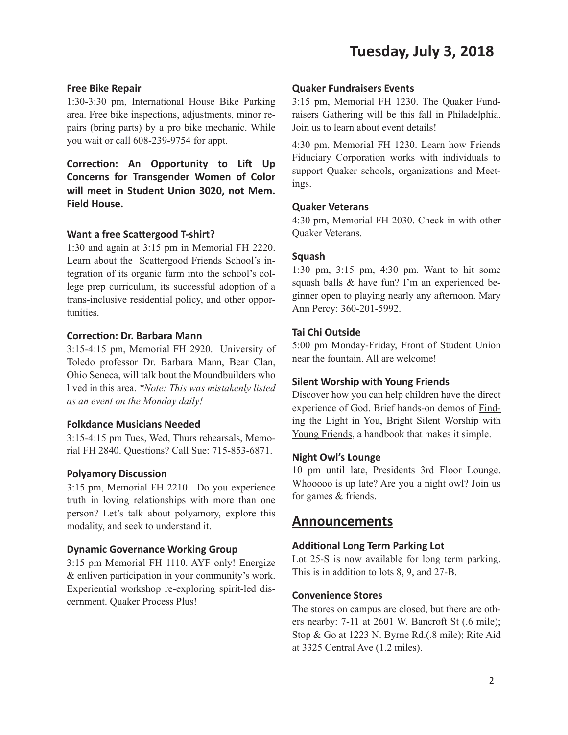### Free Bike Repair

1:30-3:30 pm, International House Bike Parking area. Free bike inspections, adjustments, minor repairs (bring parts) by a pro bike mechanic. While you wait or call 608-239-9754 for appt.

**Correction: An Opportunity to Lift Up Concerns for Transgender Women of Color will meet in Student Union 3020, not Mem. Field House.**

### Want a free Scattergood T-shirt?

1:30 and again at 3:15 pm in Memorial FH 2220. Learn about the Scattergood Friends School's integration of its organic farm into the school's college prep curriculum, its successful adoption of a trans-inclusive residential policy, and other opportunities.

### Correction: Dr. Barbara Mann

3:15-4:15 pm, Memorial FH 2920. University of Toledo professor Dr. Barbara Mann, Bear Clan, Ohio Seneca, will talk bout the Moundbuilders who lived in this area. *\*Note: This was mistakenly listed as an event on the Monday daily!*

### Folkdance Musicians Needed

3:15-4:15 pm Tues, Wed, Thurs rehearsals, Memorial FH 2840. Questions? Call Sue: 715-853-6871.

### Polyamory Discussion

3:15 pm, Memorial FH 2210. Do you experience truth in loving relationships with more than one person? Let's talk about polyamory, explore this modality, and seek to understand it.

### Dynamic Governance Working Group

3:15 pm Memorial FH 1110. AYF only! Energize & enliven participation in your community's work. Experiential workshop re-exploring spirit-led discernment. Quaker Process Plus!

### Quaker Fundraisers Events

3:15 pm, Memorial FH 1230. The Quaker Fundraisers Gathering will be this fall in Philadelphia. Join us to learn about event details!

4:30 pm, Memorial FH 1230. Learn how Friends Fiduciary Corporation works with individuals to support Quaker schools, organizations and Meetings.

### Quaker Veterans

4:30 pm, Memorial FH 2030. Check in with other Quaker Veterans.

### Squash

1:30 pm, 3:15 pm, 4:30 pm. Want to hit some squash balls & have fun? I'm an experienced beginner open to playing nearly any afternoon. Mary Ann Percy: 360-201-5992.

### Tai Chi Outside

5:00 pm Monday-Friday, Front of Student Union near the fountain. All are welcome!

### Silent Worship with Young Friends

Discover how you can help children have the direct experience of God. Brief hands-on demos of Finding the Light in You, Bright Silent Worship with Young Friends, a handbook that makes it simple.

### Night Owl's Lounge

10 pm until late, Presidents 3rd Floor Lounge. Whooooo is up late? Are you a night owl? Join us for games & friends.

## Announcements

### Additional Long Term Parking Lot

Lot 25-S is now available for long term parking. This is in addition to lots 8, 9, and 27-B.

### Convenience Stores

The stores on campus are closed, but there are others nearby: 7-11 at 2601 W. Bancroft St (.6 mile); Stop & Go at 1223 N. Byrne Rd.(.8 mile); Rite Aid at 3325 Central Ave (1.2 miles).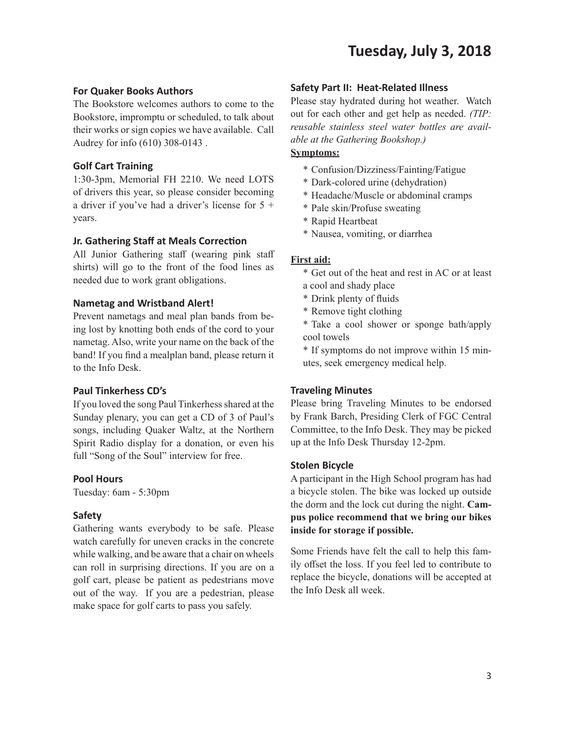# Tuesday, July 3, 2018

### For Quaker Books Authors

The Bookstore welcomes authors to come to the Bookstore, impromptu or scheduled, to talk about their works or sign copies we have available. Call Audrey for info (610) 308-0143 .

### Golf Cart Training

1:30-3pm, Memorial FH 2210. We need LOTS of drivers this year, so please consider becoming a driver if you've had a driver's license for 5 + years.

### Jr. Gathering Staff at Meals Correction

All Junior Gathering staff (wearing pink staff shirts) will go to the front of the food lines as needed due to work grant obligations.

### Nametag and Wristband Alert!

Prevent nametags and meal plan bands from being lost by knotting both ends of the cord to your nametag. Also, write your name on the back of the band! If you find a mealplan band, please return it to the Info Desk.

### Paul Tinkerhess CD's

If you loved the song Paul Tinkerhess shared at the Sunday plenary, you can get a CD of 3 of Paul's songs, including Quaker Waltz, at the Northern Spirit Radio display for a donation, or even his full "Song of the Soul" interview for free.

### Pool Hours

Tuesday: 6am - 5:30pm

### Safety

Gathering wants everybody to be safe. Please watch carefully for uneven cracks in the concrete while walking, and be aware that a chair on wheels can roll in surprising directions. If you are on a golf cart, please be patient as pedestrians move out of the way. If you are a pedestrian, please make space for golf carts to pass you safely.

### Safety Part II: Heat-Related Illness

Please stay hydrated during hot weather. Watch out for each other and get help as needed. *(TIP: reusable stainless steel water bottles are available at the Gathering Bookshop.)*

**Symptoms:**

* Confusion/Dizziness/Fainting/Fatigue
* Dark-colored urine (dehydration)
* Headache/Muscle or abdominal cramps
* Pale skin/Profuse sweating
* Rapid Heartbeat
* Nausea, vomiting, or diarrhea

**First aid:**

* Get out of the heat and rest in AC or at least a cool and shady place
* Drink plenty of fluids
* Remove tight clothing
* Take a cool shower or sponge bath/apply cool towels
* If symptoms do not improve within 15 minutes, seek emergency medical help.

### Traveling Minutes

Please bring Traveling Minutes to be endorsed by Frank Barch, Presiding Clerk of FGC Central Committee, to the Info Desk. They may be picked up at the Info Desk Thursday 12-2pm.

### Stolen Bicycle

A participant in the High School program has had a bicycle stolen. The bike was locked up outside the dorm and the lock cut during the night. **Campus police recommend that we bring our bikes inside for storage if possible.**

Some Friends have felt the call to help this family offset the loss. If you feel led to contribute to replace the bicycle, donations will be accepted at the Info Desk all week.